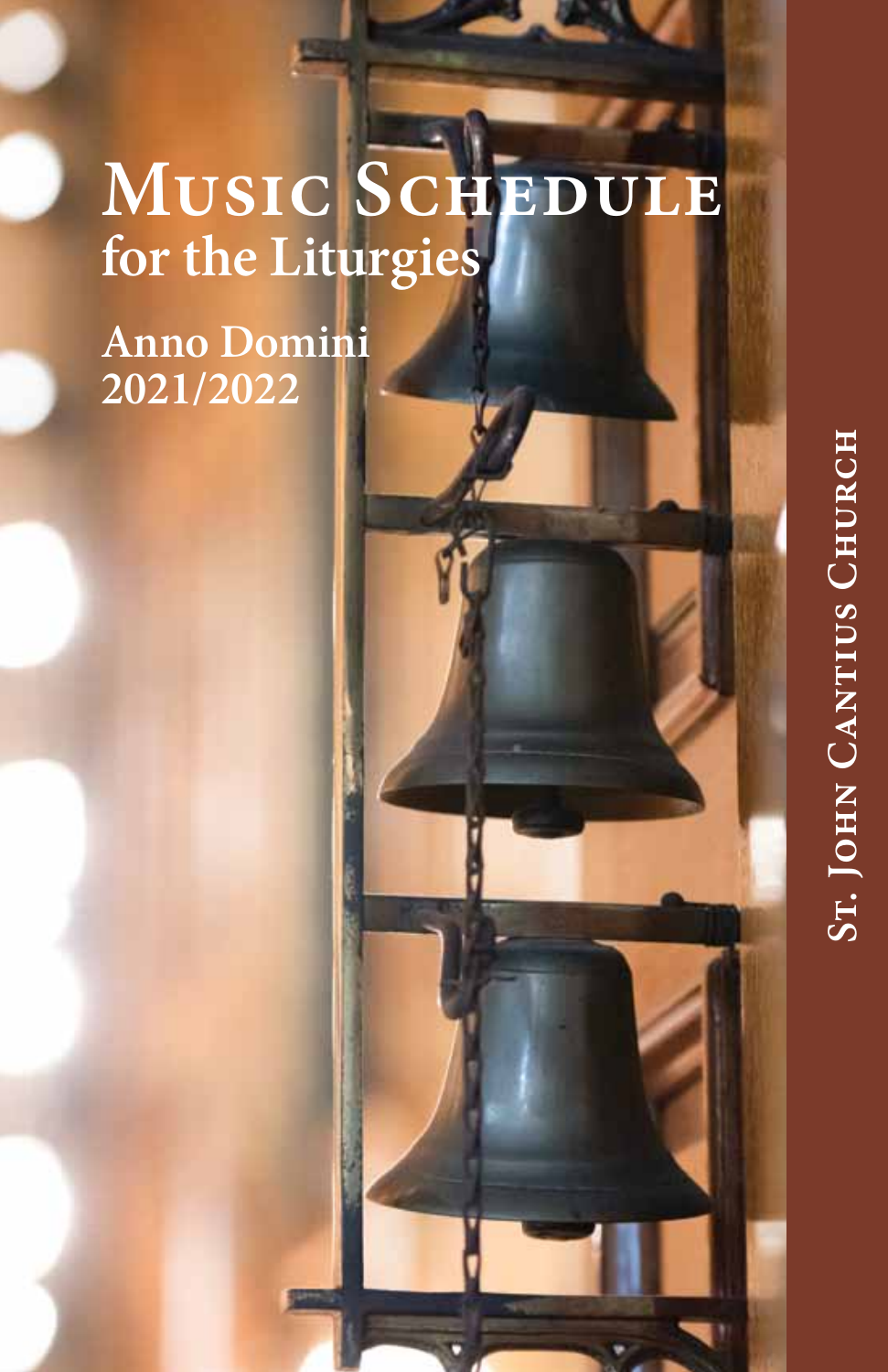# Music Schedule
## for the Liturgies

Anno Domini
2021/2022

St. John Cantius Church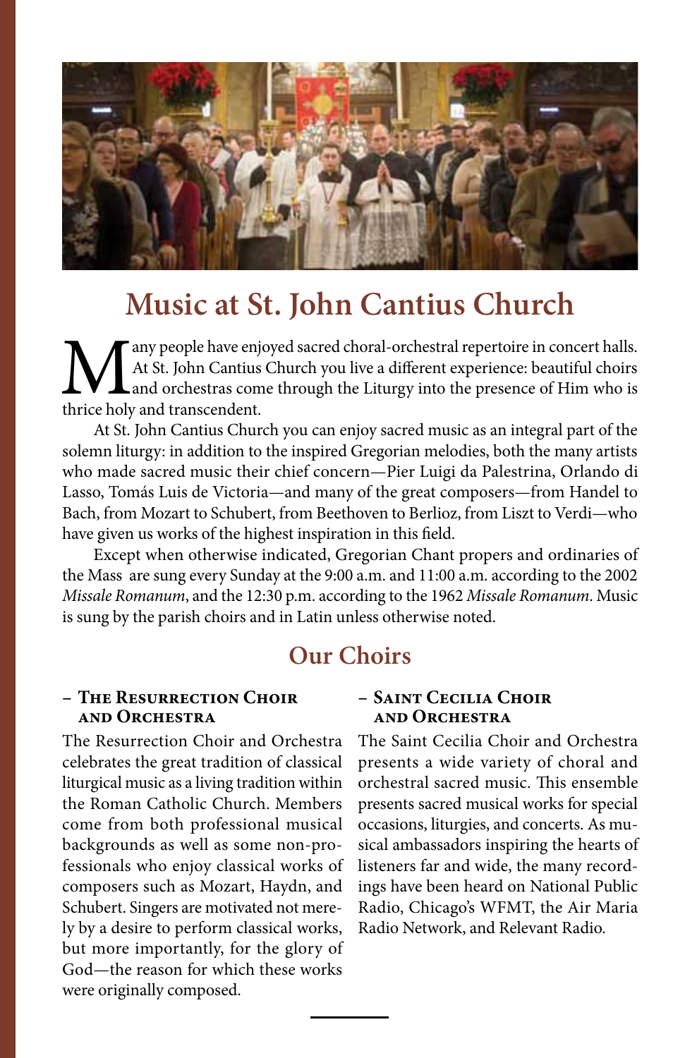# Music at St. John Cantius Church

Many people have enjoyed sacred choral-orchestral repertoire in concert halls. At St. John Cantius Church you live a different experience: beautiful choirs and orchestras come through the Liturgy into the presence of Him who is thrice holy and transcendent.

At St. John Cantius Church you can enjoy sacred music as an integral part of the solemn liturgy: in addition to the inspired Gregorian melodies, both the many artists who made sacred music their chief concern—Pier Luigi da Palestrina, Orlando di Lasso, Tomás Luis de Victoria—and many of the great composers—from Handel to Bach, from Mozart to Schubert, from Beethoven to Berlioz, from Liszt to Verdi—who have given us works of the highest inspiration in this field.

Except when otherwise indicated, Gregorian Chant propers and ordinaries of the Mass are sung every Sunday at the 9:00 a.m. and 11:00 a.m. according to the 2002 *Missale Romanum*, and the 12:30 p.m. according to the 1962 *Missale Romanum*. Music is sung by the parish choirs and in Latin unless otherwise noted.

## Our Choirs

### – The Resurrection Choir and Orchestra

The Resurrection Choir and Orchestra celebrates the great tradition of classical liturgical music as a living tradition within the Roman Catholic Church. Members come from both professional musical backgrounds as well as some non-professionals who enjoy classical works of composers such as Mozart, Haydn, and Schubert. Singers are motivated not merely by a desire to perform classical works, but more importantly, for the glory of God—the reason for which these works were originally composed.

### – Saint Cecilia Choir and Orchestra

The Saint Cecilia Choir and Orchestra presents a wide variety of choral and orchestral sacred music. This ensemble presents sacred musical works for special occasions, liturgies, and concerts. As musical ambassadors inspiring the hearts of listeners far and wide, the many recordings have been heard on National Public Radio, Chicago's WFMT, the Air Maria Radio Network, and Relevant Radio.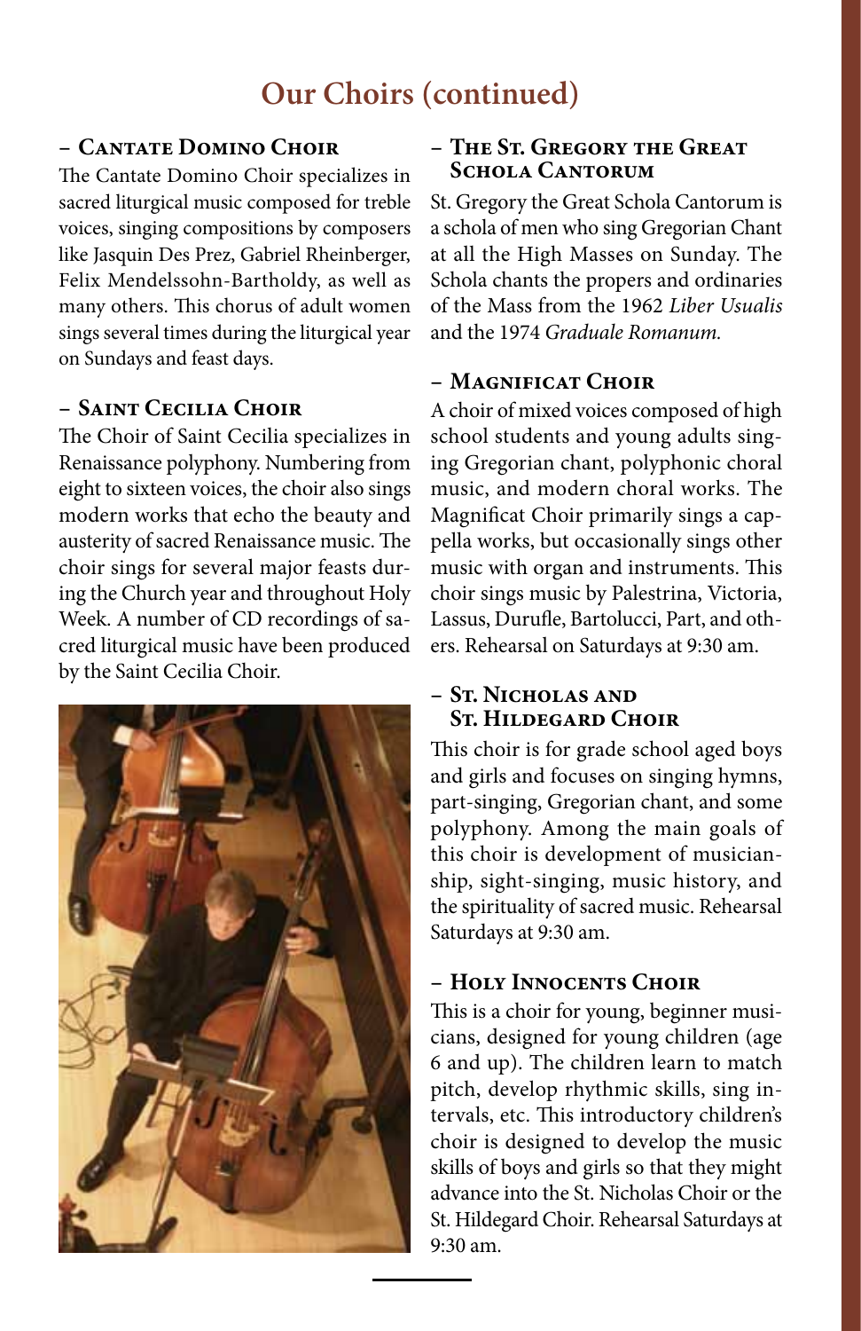# Our Choirs (continued)

## – Cantate Domino Choir

The Cantate Domino Choir specializes in sacred liturgical music composed for treble voices, singing compositions by composers like Jasquin Des Prez, Gabriel Rheinberger, Felix Mendelssohn-Bartholdy, as well as many others. This chorus of adult women sings several times during the liturgical year on Sundays and feast days.

## – Saint Cecilia Choir

The Choir of Saint Cecilia specializes in Renaissance polyphony. Numbering from eight to sixteen voices, the choir also sings modern works that echo the beauty and austerity of sacred Renaissance music. The choir sings for several major feasts during the Church year and throughout Holy Week. A number of CD recordings of sacred liturgical music have been produced by the Saint Cecilia Choir.

## – The St. Gregory the Great Schola Cantorum

St. Gregory the Great Schola Cantorum is a schola of men who sing Gregorian Chant at all the High Masses on Sunday. The Schola chants the propers and ordinaries of the Mass from the 1962 *Liber Usualis* and the 1974 *Graduale Romanum.*

## – Magnificat Choir

A choir of mixed voices composed of high school students and young adults singing Gregorian chant, polyphonic choral music, and modern choral works. The Magnificat Choir primarily sings a cappella works, but occasionally sings other music with organ and instruments. This choir sings music by Palestrina, Victoria, Lassus, Durufle, Bartolucci, Part, and others. Rehearsal on Saturdays at 9:30 am.

## – St. Nicholas and St. Hildegard Choir

This choir is for grade school aged boys and girls and focuses on singing hymns, part-singing, Gregorian chant, and some polyphony. Among the main goals of this choir is development of musicianship, sight-singing, music history, and the spirituality of sacred music. Rehearsal Saturdays at 9:30 am.

## – Holy Innocents Choir

This is a choir for young, beginner musicians, designed for young children (age 6 and up). The children learn to match pitch, develop rhythmic skills, sing intervals, etc. This introductory children's choir is designed to develop the music skills of boys and girls so that they might advance into the St. Nicholas Choir or the St. Hildegard Choir. Rehearsal Saturdays at 9:30 am.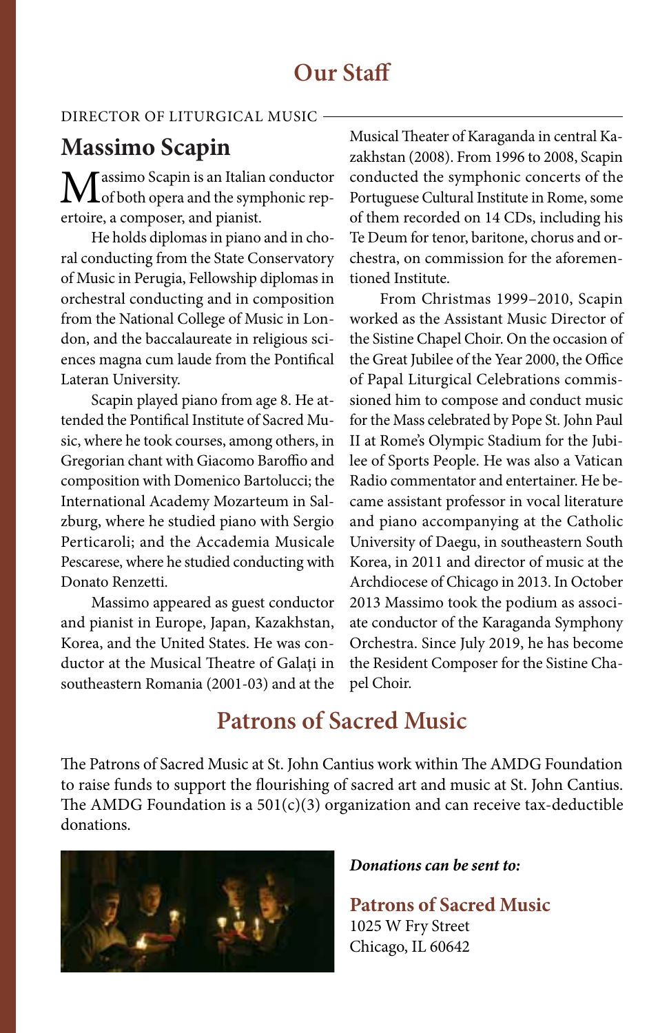# Our Staff

DIRECTOR OF LITURGICAL MUSIC

## Massimo Scapin

Massimo Scapin is an Italian conductor of both opera and the symphonic repertoire, a composer, and pianist.

He holds diplomas in piano and in choral conducting from the State Conservatory of Music in Perugia, Fellowship diplomas in orchestral conducting and in composition from the National College of Music in London, and the baccalaureate in religious sciences magna cum laude from the Pontifical Lateran University.

Scapin played piano from age 8. He attended the Pontifical Institute of Sacred Music, where he took courses, among others, in Gregorian chant with Giacomo Baroffio and composition with Domenico Bartolucci; the International Academy Mozarteum in Salzburg, where he studied piano with Sergio Perticaroli; and the Accademia Musicale Pescarese, where he studied conducting with Donato Renzetti.

Massimo appeared as guest conductor and pianist in Europe, Japan, Kazakhstan, Korea, and the United States. He was conductor at the Musical Theatre of Galați in southeastern Romania (2001-03) and at the Musical Theater of Karaganda in central Kazakhstan (2008). From 1996 to 2008, Scapin conducted the symphonic concerts of the Portuguese Cultural Institute in Rome, some of them recorded on 14 CDs, including his Te Deum for tenor, baritone, chorus and orchestra, on commission for the aforementioned Institute.

From Christmas 1999–2010, Scapin worked as the Assistant Music Director of the Sistine Chapel Choir. On the occasion of the Great Jubilee of the Year 2000, the Office of Papal Liturgical Celebrations commissioned him to compose and conduct music for the Mass celebrated by Pope St. John Paul II at Rome's Olympic Stadium for the Jubilee of Sports People. He was also a Vatican Radio commentator and entertainer. He became assistant professor in vocal literature and piano accompanying at the Catholic University of Daegu, in southeastern South Korea, in 2011 and director of music at the Archdiocese of Chicago in 2013. In October 2013 Massimo took the podium as associate conductor of the Karaganda Symphony Orchestra. Since July 2019, he has become the Resident Composer for the Sistine Chapel Choir.

# Patrons of Sacred Music

The Patrons of Sacred Music at St. John Cantius work within The AMDG Foundation to raise funds to support the flourishing of sacred art and music at St. John Cantius. The AMDG Foundation is a 501(c)(3) organization and can receive tax-deductible donations.

***Donations can be sent to:***

**Patrons of Sacred Music**
1025 W Fry Street
Chicago, IL 60642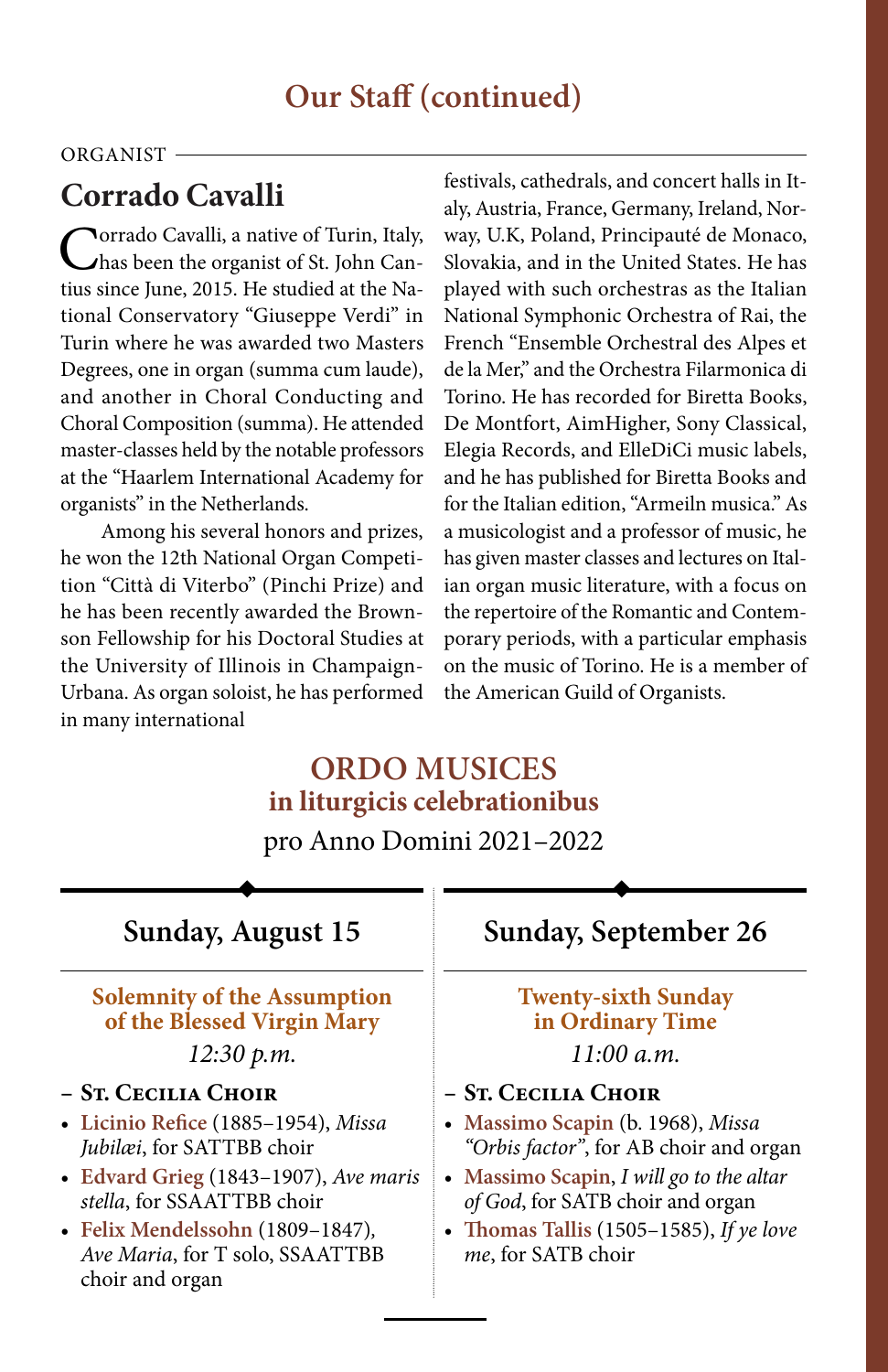## Our Staff (continued)

ORGANIST

### Corrado Cavalli

Corrado Cavalli, a native of Turin, Italy, has been the organist of St. John Cantius since June, 2015. He studied at the National Conservatory "Giuseppe Verdi" in Turin where he was awarded two Masters Degrees, one in organ (summa cum laude), and another in Choral Conducting and Choral Composition (summa). He attended master-classes held by the notable professors at the "Haarlem International Academy for organists" in the Netherlands.

Among his several honors and prizes, he won the 12th National Organ Competition "Città di Viterbo" (Pinchi Prize) and he has been recently awarded the Brownson Fellowship for his Doctoral Studies at the University of Illinois in Champaign-Urbana. As organ soloist, he has performed in many international festivals, cathedrals, and concert halls in Italy, Austria, France, Germany, Ireland, Norway, U.K, Poland, Principauté de Monaco, Slovakia, and in the United States. He has played with such orchestras as the Italian National Symphonic Orchestra of Rai, the French "Ensemble Orchestral des Alpes et de la Mer," and the Orchestra Filarmonica di Torino. He has recorded for Biretta Books, De Montfort, AimHigher, Sony Classical, Elegia Records, and ElleDiCi music labels, and he has published for Biretta Books and for the Italian edition, "Armeiln musica." As a musicologist and a professor of music, he has given master classes and lectures on Italian organ music literature, with a focus on the repertoire of the Romantic and Contemporary periods, with a particular emphasis on the music of Torino. He is a member of the American Guild of Organists.

## ORDO MUSICES
### in liturgicis celebrationibus
pro Anno Domini 2021–2022

### Sunday, August 15

**Solemnity of the Assumption of the Blessed Virgin Mary**
*12:30 p.m.*

– **St. Cecilia Choir**

- **Licinio Refice** (1885–1954), *Missa Jubilæi*, for SATTBB choir
- **Edvard Grieg** (1843–1907), *Ave maris stella*, for SSAATTBB choir
- **Felix Mendelssohn** (1809–1847), *Ave Maria*, for T solo, SSAATTBB choir and organ

### Sunday, September 26

**Twenty-sixth Sunday in Ordinary Time**
*11:00 a.m.*

– **St. Cecilia Choir**

- **Massimo Scapin** (b. 1968), *Missa "Orbis factor"*, for AB choir and organ
- **Massimo Scapin**, *I will go to the altar of God*, for SATB choir and organ
- **Thomas Tallis** (1505–1585), *If ye love me*, for SATB choir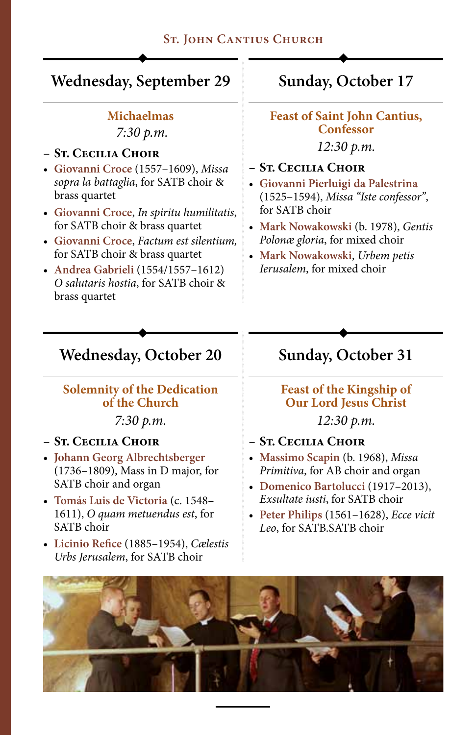## Wednesday, September 29

**Michaelmas**

*7:30 p.m.*

– **St. Cecilia Choir**

- **Giovanni Croce** (1557–1609), *Missa sopra la battaglia*, for SATB choir & brass quartet
- **Giovanni Croce**, *In spiritu humilitatis*, for SATB choir & brass quartet
- **Giovanni Croce**, *Factum est silentium*, for SATB choir & brass quartet
- **Andrea Gabrieli** (1554/1557–1612) *O salutaris hostia*, for SATB choir & brass quartet

## Sunday, October 17

**Feast of Saint John Cantius, Confessor**

*12:30 p.m.*

– **St. Cecilia Choir**

- **Giovanni Pierluigi da Palestrina** (1525–1594), *Missa "Iste confessor"*, for SATB choir
- **Mark Nowakowski** (b. 1978), *Gentis Polonæ gloria*, for mixed choir
- **Mark Nowakowski**, *Urbem petis Ierusalem*, for mixed choir

## Wednesday, October 20

**Solemnity of the Dedication of the Church**

*7:30 p.m.*

– **St. Cecilia Choir**

- **Johann Georg Albrechtsberger** (1736–1809), Mass in D major, for SATB choir and organ
- **Tomás Luis de Victoria** (c. 1548–1611), *O quam metuendus est*, for SATB choir
- **Licinio Refice** (1885–1954), *Cælestis Urbs Jerusalem*, for SATB choir

## Sunday, October 31

**Feast of the Kingship of Our Lord Jesus Christ**

*12:30 p.m.*

– **St. Cecilia Choir**

- **Massimo Scapin** (b. 1968), *Missa Primitiva*, for AB choir and organ
- **Domenico Bartolucci** (1917–2013), *Exsultate iusti*, for SATB choir
- **Peter Philips** (1561–1628), *Ecce vicit Leo*, for SATB.SATB choir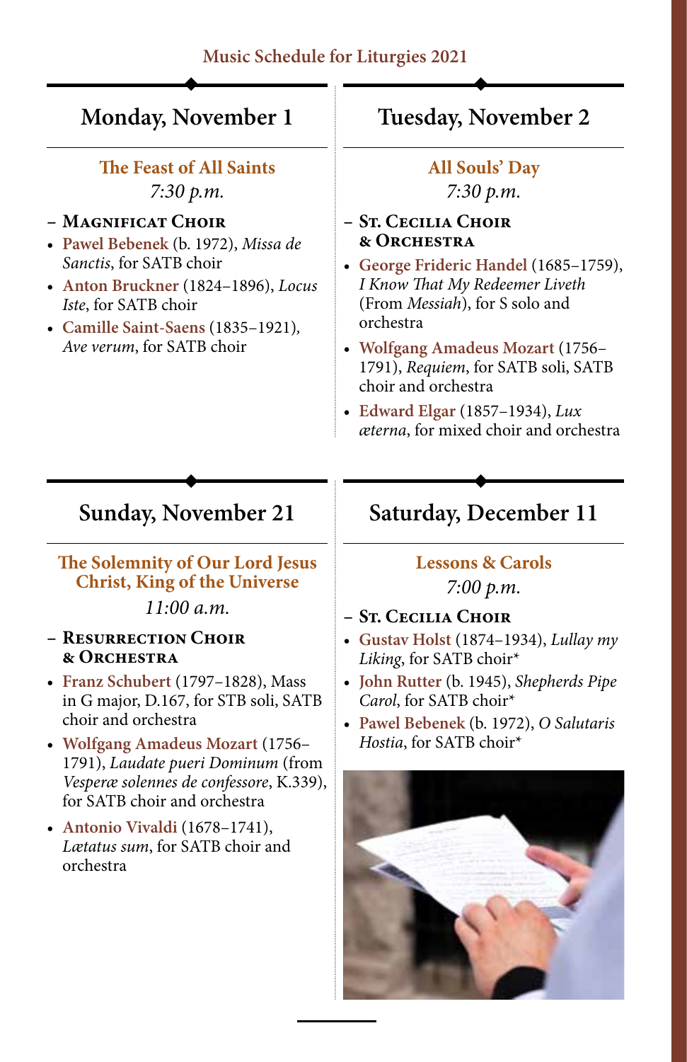Music Schedule for Liturgies 2021

## Monday, November 1

### The Feast of All Saints

*7:30 p.m.*

**– Magnificat Choir**

- **Pawel Bebenek** (b. 1972), *Missa de Sanctis*, for SATB choir
- **Anton Bruckner** (1824–1896), *Locus Iste*, for SATB choir
- **Camille Saint-Saens** (1835–1921), *Ave verum*, for SATB choir

## Tuesday, November 2

### All Souls' Day

*7:30 p.m.*

**– St. Cecilia Choir & Orchestra**

- **George Frideric Handel** (1685–1759), *I Know That My Redeemer Liveth* (From *Messiah*), for S solo and orchestra
- **Wolfgang Amadeus Mozart** (1756–1791), *Requiem*, for SATB soli, SATB choir and orchestra
- **Edward Elgar** (1857–1934), *Lux æterna*, for mixed choir and orchestra

## Sunday, November 21

### The Solemnity of Our Lord Jesus Christ, King of the Universe

*11:00 a.m.*

**– Resurrection Choir & Orchestra**

- **Franz Schubert** (1797–1828), Mass in G major, D.167, for STB soli, SATB choir and orchestra
- **Wolfgang Amadeus Mozart** (1756–1791), *Laudate pueri Dominum* (from *Vesperæ solennes de confessore*, K.339), for SATB choir and orchestra
- **Antonio Vivaldi** (1678–1741), *Lætatus sum*, for SATB choir and orchestra

## Saturday, December 11

### Lessons & Carols

*7:00 p.m.*

**– St. Cecilia Choir**

- **Gustav Holst** (1874–1934), *Lullay my Liking*, for SATB choir*
- **John Rutter** (b. 1945), *Shepherds Pipe Carol*, for SATB choir*
- **Pawel Bebenek** (b. 1972), *O Salutaris Hostia*, for SATB choir*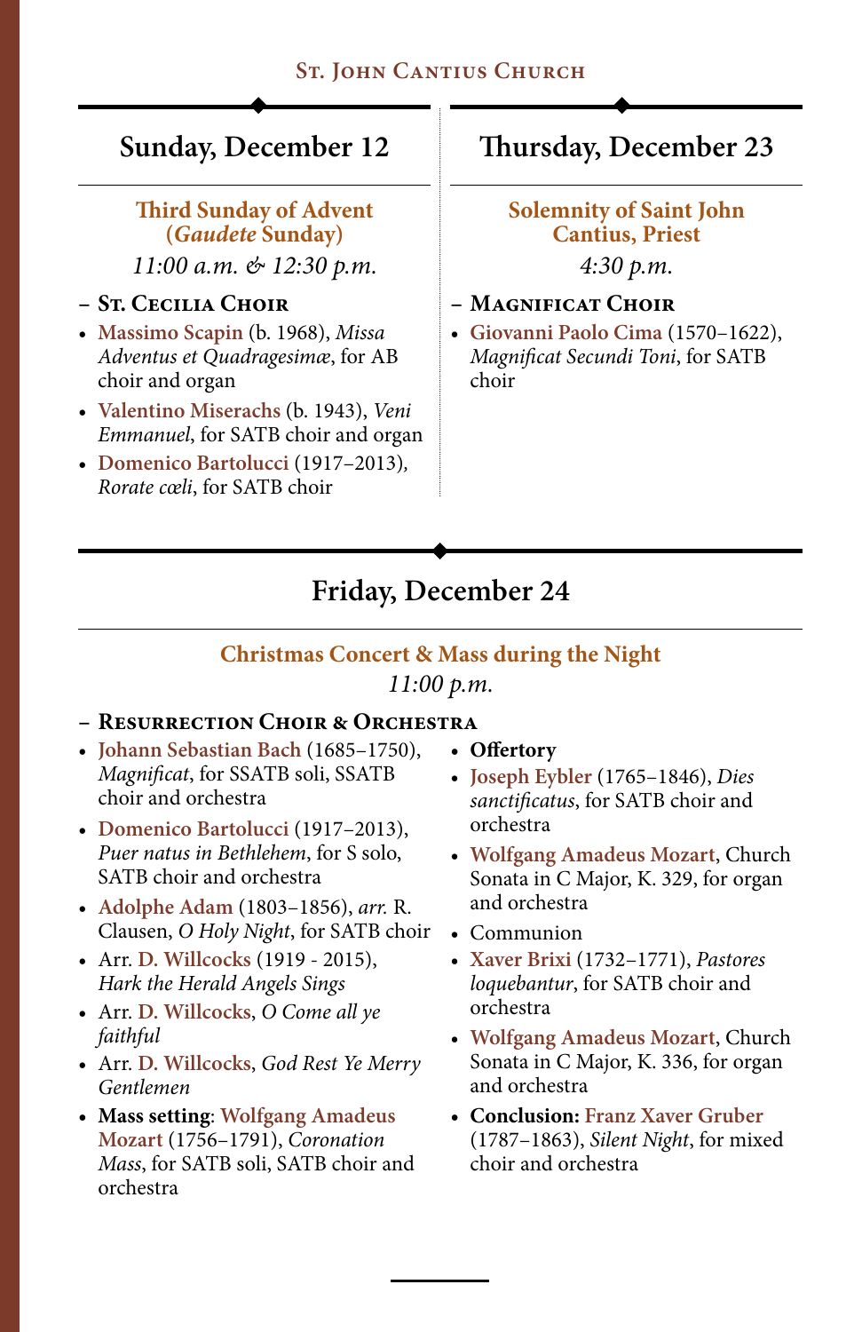## Sunday, December 12

**Third Sunday of Advent (*Gaudete* Sunday)**

*11:00 a.m. & 12:30 p.m.*

– **St. Cecilia Choir**

- **Massimo Scapin** (b. 1968), *Missa Adventus et Quadragesimæ*, for AB choir and organ
- **Valentino Miserachs** (b. 1943), *Veni Emmanuel*, for SATB choir and organ
- **Domenico Bartolucci** (1917–2013), *Rorate cœli*, for SATB choir

## Thursday, December 23

**Solemnity of Saint John Cantius, Priest**

*4:30 p.m.*

– **Magnificat Choir**

- **Giovanni Paolo Cima** (1570–1622), *Magnificat Secundi Toni*, for SATB choir

## Friday, December 24

**Christmas Concert & Mass during the Night**

*11:00 p.m.*

– **Resurrection Choir & Orchestra**

- **Johann Sebastian Bach** (1685–1750), *Magnificat*, for SSATB soli, SSATB choir and orchestra
- **Domenico Bartolucci** (1917–2013), *Puer natus in Bethlehem*, for S solo, SATB choir and orchestra
- **Adolphe Adam** (1803–1856), *arr.* R. Clausen, *O Holy Night*, for SATB choir
- Arr. **D. Willcocks** (1919 - 2015), *Hark the Herald Angels Sings*
- Arr. **D. Willcocks**, *O Come all ye faithful*
- Arr. **D. Willcocks**, *God Rest Ye Merry Gentlemen*
- **Mass setting**: **Wolfgang Amadeus Mozart** (1756–1791), *Coronation Mass*, for SATB soli, SATB choir and orchestra
- **Offertory**
- **Joseph Eybler** (1765–1846), *Dies sanctificatus*, for SATB choir and orchestra
- **Wolfgang Amadeus Mozart**, Church Sonata in C Major, K. 329, for organ and orchestra
- Communion
- **Xaver Brixi** (1732–1771), *Pastores loquebantur*, for SATB choir and orchestra
- **Wolfgang Amadeus Mozart**, Church Sonata in C Major, K. 336, for organ and orchestra
- **Conclusion:** **Franz Xaver Gruber** (1787–1863), *Silent Night*, for mixed choir and orchestra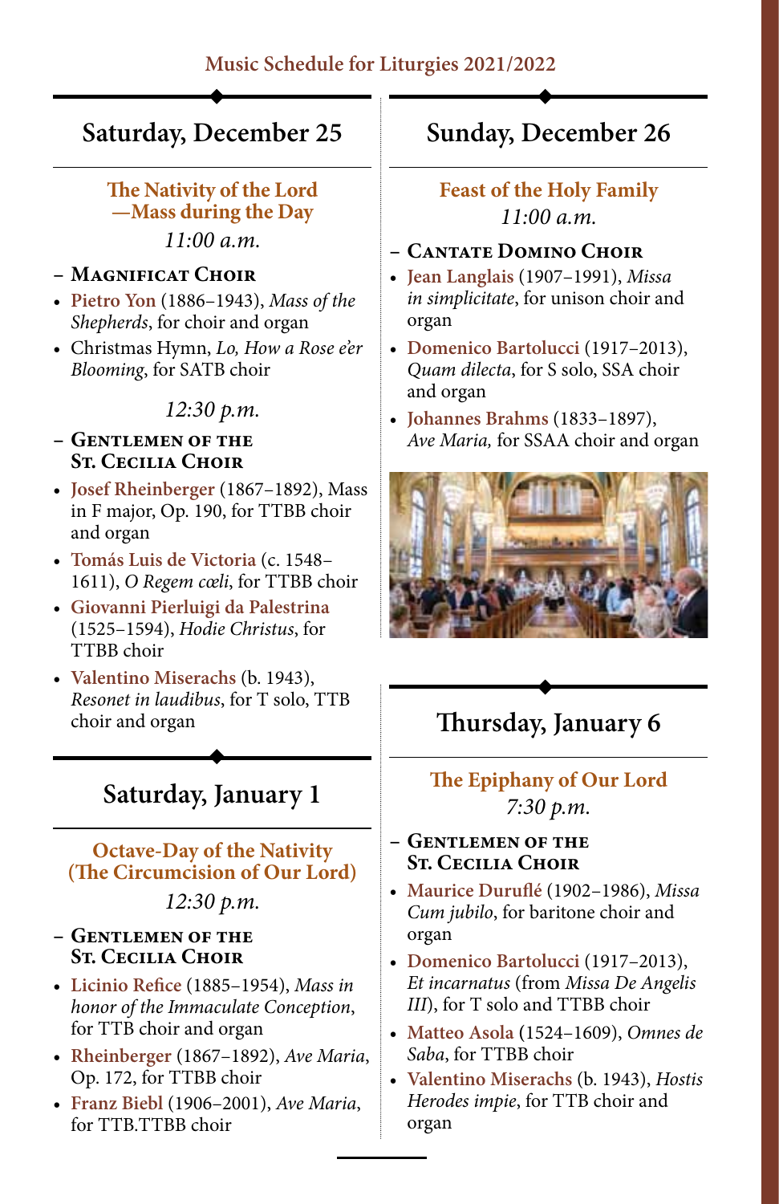Music Schedule for Liturgies 2021/2022

## Saturday, December 25

### The Nativity of the Lord —Mass during the Day

*11:00 a.m.*

– **Magnificat Choir**

- **Pietro Yon** (1886–1943), *Mass of the Shepherds*, for choir and organ
- Christmas Hymn, *Lo, How a Rose e'er Blooming*, for SATB choir

*12:30 p.m.*

– **Gentlemen of the St. Cecilia Choir**

- **Josef Rheinberger** (1867–1892), Mass in F major, Op. 190, for TTBB choir and organ
- **Tomás Luis de Victoria** (c. 1548–1611), *O Regem cœli*, for TTBB choir
- **Giovanni Pierluigi da Palestrina** (1525–1594), *Hodie Christus*, for TTBB choir
- **Valentino Miserachs** (b. 1943), *Resonet in laudibus*, for T solo, TTB choir and organ

## Saturday, January 1

### Octave-Day of the Nativity (The Circumcision of Our Lord)

*12:30 p.m.*

– **Gentlemen of the St. Cecilia Choir**

- **Licinio Refice** (1885–1954), *Mass in honor of the Immaculate Conception*, for TTB choir and organ
- **Rheinberger** (1867–1892), *Ave Maria*, Op. 172, for TTBB choir
- **Franz Biebl** (1906–2001), *Ave Maria*, for TTB.TTBB choir

## Sunday, December 26

### Feast of the Holy Family

*11:00 a.m.*

– **Cantate Domino Choir**

- **Jean Langlais** (1907–1991), *Missa in simplicitate*, for unison choir and organ
- **Domenico Bartolucci** (1917–2013), *Quam dilecta*, for S solo, SSA choir and organ
- **Johannes Brahms** (1833–1897), *Ave Maria,* for SSAA choir and organ

## Thursday, January 6

### The Epiphany of Our Lord

*7:30 p.m.*

– **Gentlemen of the St. Cecilia Choir**

- **Maurice Duruflé** (1902–1986), *Missa Cum jubilo*, for baritone choir and organ
- **Domenico Bartolucci** (1917–2013), *Et incarnatus* (from *Missa De Angelis III*), for T solo and TTBB choir
- **Matteo Asola** (1524–1609), *Omnes de Saba*, for TTBB choir
- **Valentino Miserachs** (b. 1943), *Hostis Herodes impie*, for TTB choir and organ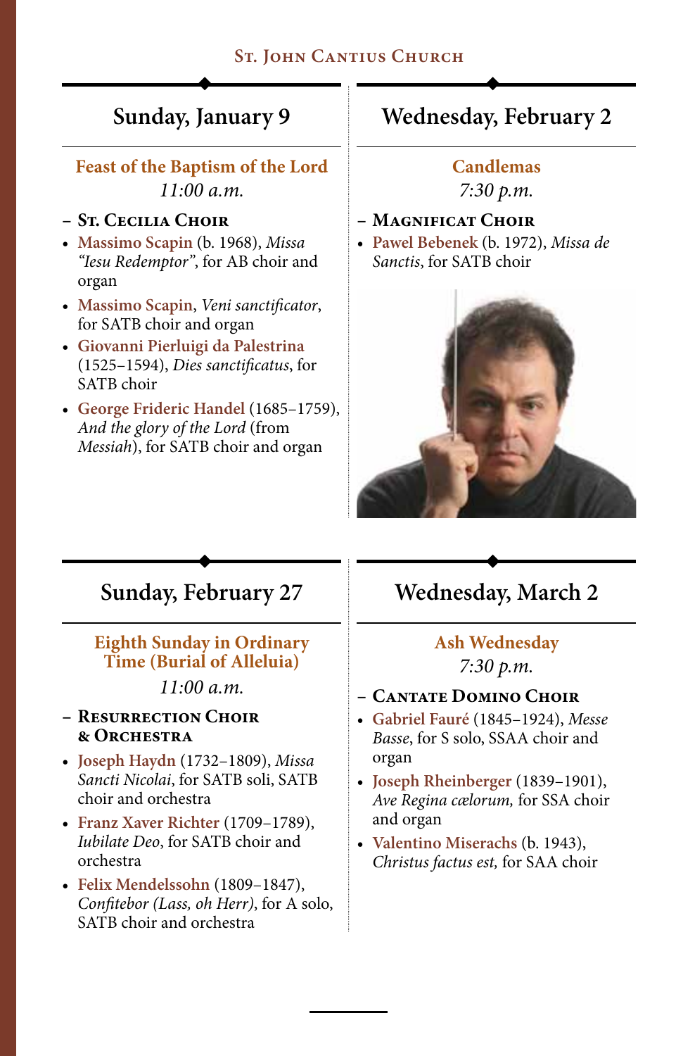## Sunday, January 9

**Feast of the Baptism of the Lord**

*11:00 a.m.*

– **St. Cecilia Choir**

- **Massimo Scapin** (b. 1968), *Missa "Iesu Redemptor"*, for AB choir and organ
- **Massimo Scapin**, *Veni sanctificator*, for SATB choir and organ
- **Giovanni Pierluigi da Palestrina** (1525–1594), *Dies sanctificatus*, for SATB choir
- **George Frideric Handel** (1685–1759), *And the glory of the Lord* (from *Messiah*), for SATB choir and organ

## Wednesday, February 2

**Candlemas**

*7:30 p.m.*

– **Magnificat Choir**

- **Pawel Bebenek** (b. 1972), *Missa de Sanctis*, for SATB choir

## Sunday, February 27

**Eighth Sunday in Ordinary Time (Burial of Alleluia)**

*11:00 a.m.*

– **Resurrection Choir & Orchestra**

- **Joseph Haydn** (1732–1809), *Missa Sancti Nicolai*, for SATB soli, SATB choir and orchestra
- **Franz Xaver Richter** (1709–1789), *Iubilate Deo*, for SATB choir and orchestra
- **Felix Mendelssohn** (1809–1847), *Confitebor (Lass, oh Herr)*, for A solo, SATB choir and orchestra

## Wednesday, March 2

**Ash Wednesday**

*7:30 p.m.*

– **Cantate Domino Choir**

- **Gabriel Fauré** (1845–1924), *Messe Basse*, for S solo, SSAA choir and organ
- **Joseph Rheinberger** (1839–1901), *Ave Regina cælorum,* for SSA choir and organ
- **Valentino Miserachs** (b. 1943), *Christus factus est,* for SAA choir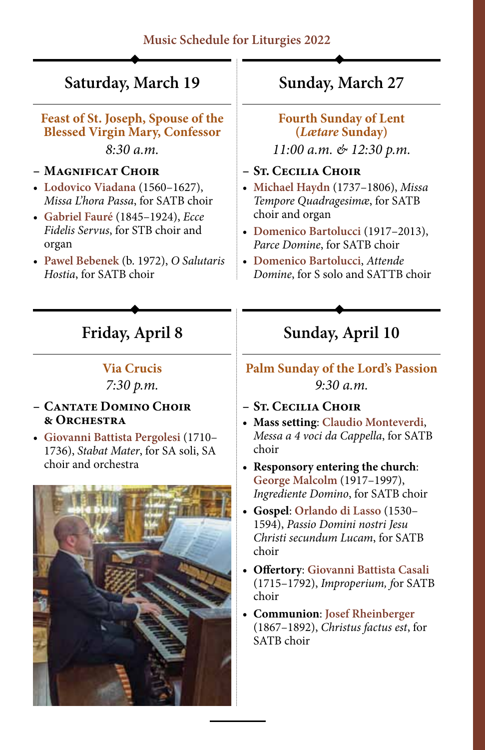## Music Schedule for Liturgies 2022

## Saturday, March 19

### Feast of St. Joseph, Spouse of the Blessed Virgin Mary, Confessor

*8:30 a.m.*

**– Magnificat Choir**

- Lodovico Viadana (1560–1627), *Missa L'hora Passa*, for SATB choir
- Gabriel Fauré (1845–1924), *Ecce Fidelis Servus*, for STB choir and organ
- Pawel Bebenek (b. 1972), *O Salutaris Hostia*, for SATB choir

## Sunday, March 27

### Fourth Sunday of Lent (*Lætare* Sunday)

*11:00 a.m. & 12:30 p.m.*

**– St. Cecilia Choir**

- Michael Haydn (1737–1806), *Missa Tempore Quadragesimæ*, for SATB choir and organ
- Domenico Bartolucci (1917–2013), *Parce Domine*, for SATB choir
- Domenico Bartolucci, *Attende Domine*, for S solo and SATTB choir

## Friday, April 8

### Via Crucis

*7:30 p.m.*

**– Cantate Domino Choir & Orchestra**

- Giovanni Battista Pergolesi (1710–1736), *Stabat Mater*, for SA soli, SA choir and orchestra

## Sunday, April 10

### Palm Sunday of the Lord's Passion

*9:30 a.m.*

**– St. Cecilia Choir**

- **Mass setting**: Claudio Monteverdi, *Messa a 4 voci da Cappella*, for SATB choir
- **Responsory entering the church**: George Malcolm (1917–1997), *Ingrediente Domino*, for SATB choir
- **Gospel**: Orlando di Lasso (1530–1594), *Passio Domini nostri Jesu Christi secundum Lucam*, for SATB choir
- **Offertory**: Giovanni Battista Casali (1715–1792), *Improperium,* for SATB choir
- **Communion**: Josef Rheinberger (1867–1892), *Christus factus est*, for SATB choir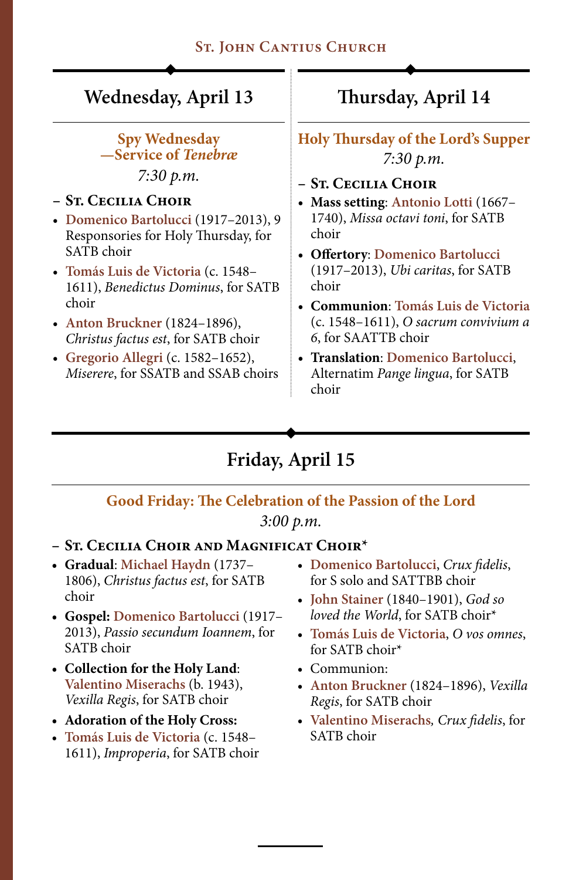## Wednesday, April 13

**Spy Wednesday —Service of *Tenebræ***

*7:30 p.m.*

– **St. Cecilia Choir**

- Domenico Bartolucci (1917–2013), 9 Responsories for Holy Thursday, for SATB choir
- Tomás Luis de Victoria (c. 1548–1611), *Benedictus Dominus*, for SATB choir
- Anton Bruckner (1824–1896), *Christus factus est*, for SATB choir
- Gregorio Allegri (c. 1582–1652), *Miserere*, for SSATB and SSAB choirs

## Thursday, April 14

**Holy Thursday of the Lord's Supper**

*7:30 p.m.*

– **St. Cecilia Choir**

- **Mass setting**: Antonio Lotti (1667–1740), *Missa octavi toni*, for SATB choir
- **Offertory**: Domenico Bartolucci (1917–2013), *Ubi caritas*, for SATB choir
- **Communion**: Tomás Luis de Victoria (c. 1548–1611), *O sacrum convivium a 6*, for SAATTB choir
- **Translation**: Domenico Bartolucci, Alternatim *Pange lingua*, for SATB choir

## Friday, April 15

**Good Friday: The Celebration of the Passion of the Lord**

*3:00 p.m.*

– **St. Cecilia Choir and Magnificat Choir***

- **Gradual**: Michael Haydn (1737–1806), *Christus factus est*, for SATB choir
- **Gospel:** Domenico Bartolucci (1917–2013), *Passio secundum Ioannem*, for SATB choir
- **Collection for the Holy Land**: Valentino Miserachs (b. 1943), *Vexilla Regis*, for SATB choir
- **Adoration of the Holy Cross:**
- Tomás Luis de Victoria (c. 1548–1611), *Improperia*, for SATB choir
- Domenico Bartolucci, *Crux fidelis*, for S solo and SATTBB choir
- John Stainer (1840–1901), *God so loved the World*, for SATB choir*
- Tomás Luis de Victoria, *O vos omnes*, for SATB choir*
- Communion:
- Anton Bruckner (1824–1896), *Vexilla Regis*, for SATB choir
- Valentino Miserachs, *Crux fidelis*, for SATB choir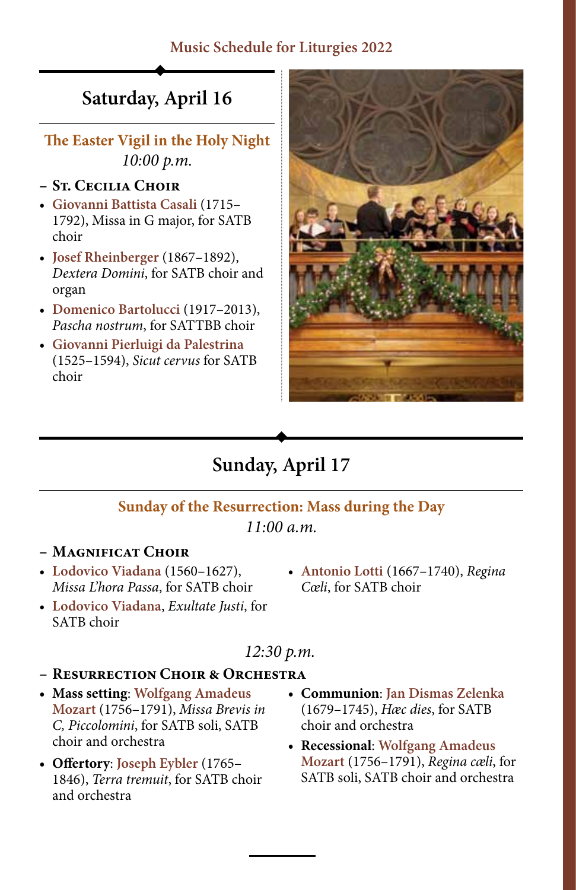# Saturday, April 16

### The Easter Vigil in the Holy Night

*10:00 p.m.*

**– St. Cecilia Choir**

- **Giovanni Battista Casali** (1715–1792), Missa in G major, for SATB choir
- **Josef Rheinberger** (1867–1892), *Dextera Domini*, for SATB choir and organ
- **Domenico Bartolucci** (1917–2013), *Pascha nostrum*, for SATTBB choir
- **Giovanni Pierluigi da Palestrina** (1525–1594), *Sicut cervus* for SATB choir

# Sunday, April 17

### Sunday of the Resurrection: Mass during the Day

*11:00 a.m.*

**– Magnificat Choir**

- **Lodovico Viadana** (1560–1627), *Missa L'hora Passa*, for SATB choir
- **Lodovico Viadana**, *Exultate Justi*, for SATB choir
- **Antonio Lotti** (1667–1740), *Regina Cœli*, for SATB choir

*12:30 p.m.*

**– Resurrection Choir & Orchestra**

- **Mass setting**: **Wolfgang Amadeus Mozart** (1756–1791), *Missa Brevis in C, Piccolomini*, for SATB soli, SATB choir and orchestra
- **Offertory**: **Joseph Eybler** (1765–1846), *Terra tremuit*, for SATB choir and orchestra
- **Communion**: **Jan Dismas Zelenka** (1679–1745), *Hæc dies*, for SATB choir and orchestra
- **Recessional**: **Wolfgang Amadeus Mozart** (1756–1791), *Regina cæli*, for SATB soli, SATB choir and orchestra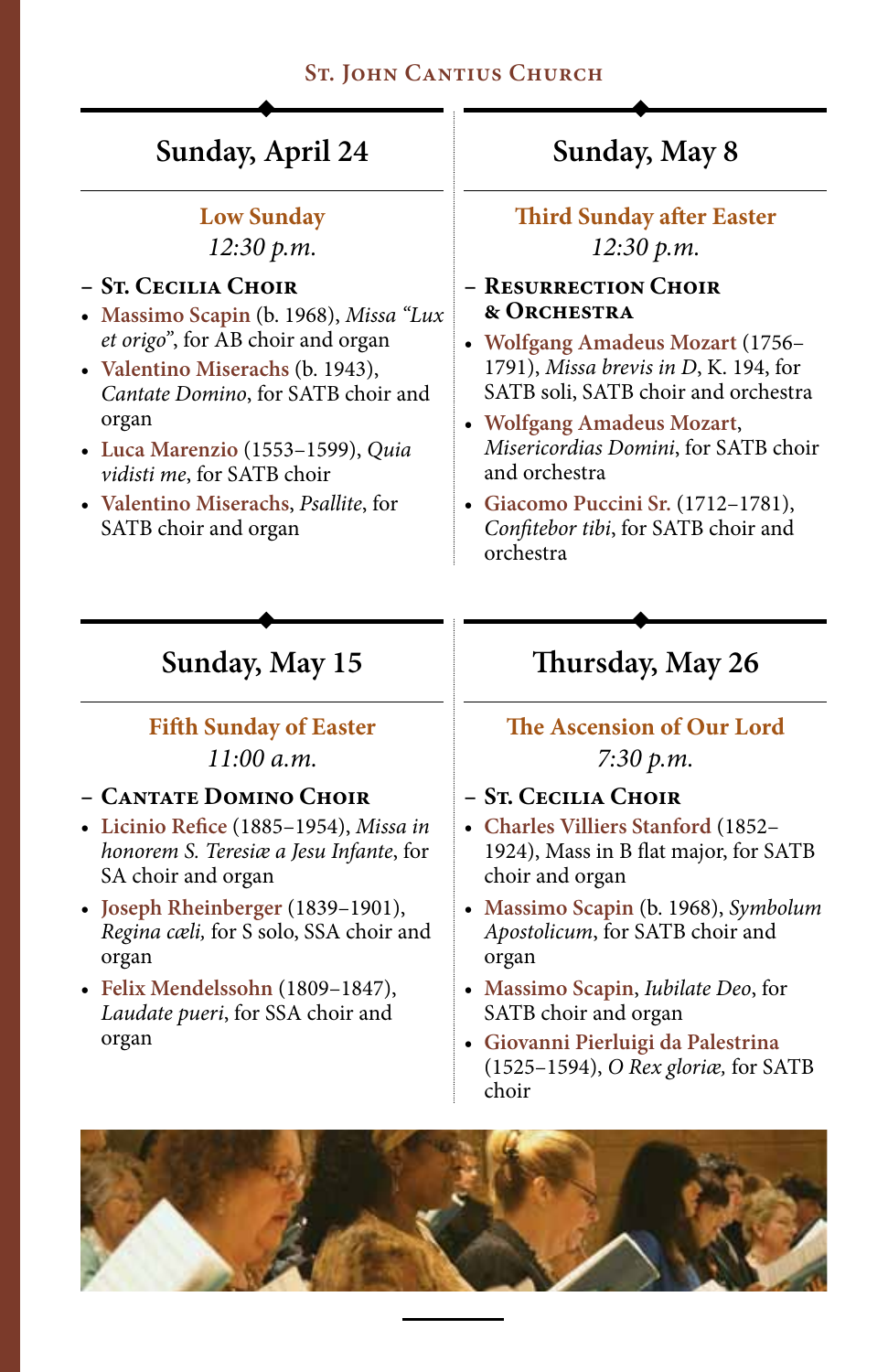## Sunday, April 24

**Low Sunday**
*12:30 p.m.*

– **St. Cecilia Choir**

- **Massimo Scapin** (b. 1968), *Missa "Lux et origo"*, for AB choir and organ
- **Valentino Miserachs** (b. 1943), *Cantate Domino*, for SATB choir and organ
- **Luca Marenzio** (1553–1599), *Quia vidisti me*, for SATB choir
- **Valentino Miserachs**, *Psallite*, for SATB choir and organ

## Sunday, May 8

**Third Sunday after Easter**
*12:30 p.m.*

– **Resurrection Choir & Orchestra**

- **Wolfgang Amadeus Mozart** (1756–1791), *Missa brevis in D*, K. 194, for SATB soli, SATB choir and orchestra
- **Wolfgang Amadeus Mozart**, *Misericordias Domini*, for SATB choir and orchestra
- **Giacomo Puccini Sr.** (1712–1781), *Confitebor tibi*, for SATB choir and orchestra

## Sunday, May 15

**Fifth Sunday of Easter**
*11:00 a.m.*

– **Cantate Domino Choir**

- **Licinio Refice** (1885–1954), *Missa in honorem S. Teresiæ a Jesu Infante*, for SA choir and organ
- **Joseph Rheinberger** (1839–1901), *Regina cæli,* for S solo, SSA choir and organ
- **Felix Mendelssohn** (1809–1847), *Laudate pueri*, for SSA choir and organ

## Thursday, May 26

**The Ascension of Our Lord**
*7:30 p.m.*

– **St. Cecilia Choir**

- **Charles Villiers Stanford** (1852–1924), Mass in B flat major, for SATB choir and organ
- **Massimo Scapin** (b. 1968), *Symbolum Apostolicum*, for SATB choir and organ
- **Massimo Scapin**, *Iubilate Deo*, for SATB choir and organ
- **Giovanni Pierluigi da Palestrina** (1525–1594), *O Rex gloriæ,* for SATB choir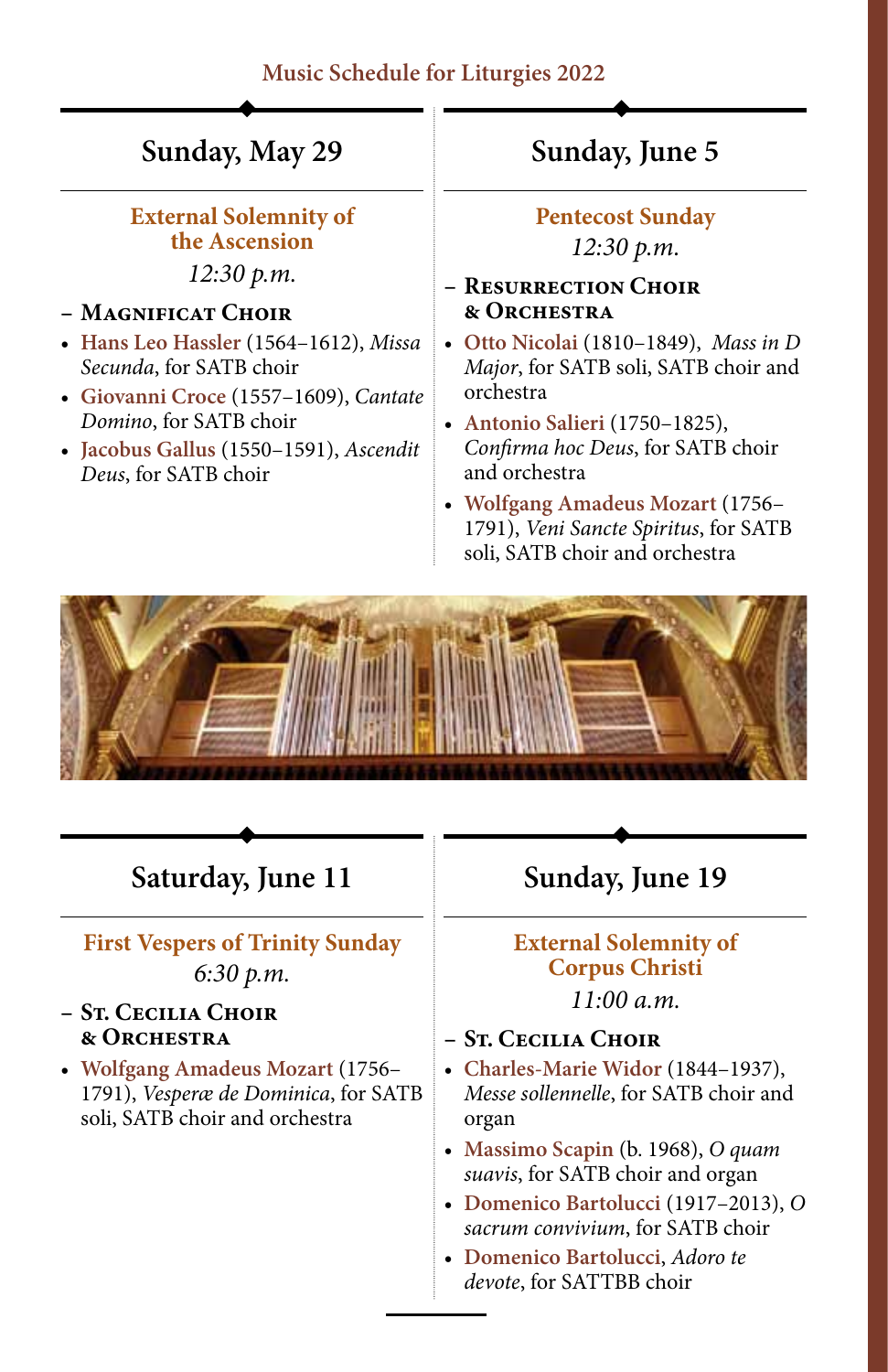Music Schedule for Liturgies 2022

## Sunday, May 29

**External Solemnity of the Ascension**

*12:30 p.m.*

– **Magnificat Choir**

- **Hans Leo Hassler** (1564–1612), *Missa Secunda*, for SATB choir
- **Giovanni Croce** (1557–1609), *Cantate Domino*, for SATB choir
- **Jacobus Gallus** (1550–1591), *Ascendit Deus*, for SATB choir

## Sunday, June 5

**Pentecost Sunday**

*12:30 p.m.*

– **Resurrection Choir & Orchestra**

- **Otto Nicolai** (1810–1849), *Mass in D Major*, for SATB soli, SATB choir and orchestra
- **Antonio Salieri** (1750–1825), *Confirma hoc Deus*, for SATB choir and orchestra
- **Wolfgang Amadeus Mozart** (1756–1791), *Veni Sancte Spiritus*, for SATB soli, SATB choir and orchestra

## Saturday, June 11

**First Vespers of Trinity Sunday**

*6:30 p.m.*

– **St. Cecilia Choir & Orchestra**

- **Wolfgang Amadeus Mozart** (1756–1791), *Vesperæ de Dominica*, for SATB soli, SATB choir and orchestra

## Sunday, June 19

**External Solemnity of Corpus Christi**

*11:00 a.m.*

– **St. Cecilia Choir**

- **Charles-Marie Widor** (1844–1937), *Messe sollennelle*, for SATB choir and organ
- **Massimo Scapin** (b. 1968), *O quam suavis*, for SATB choir and organ
- **Domenico Bartolucci** (1917–2013), *O sacrum convivium*, for SATB choir
- **Domenico Bartolucci**, *Adoro te devote*, for SATTBB choir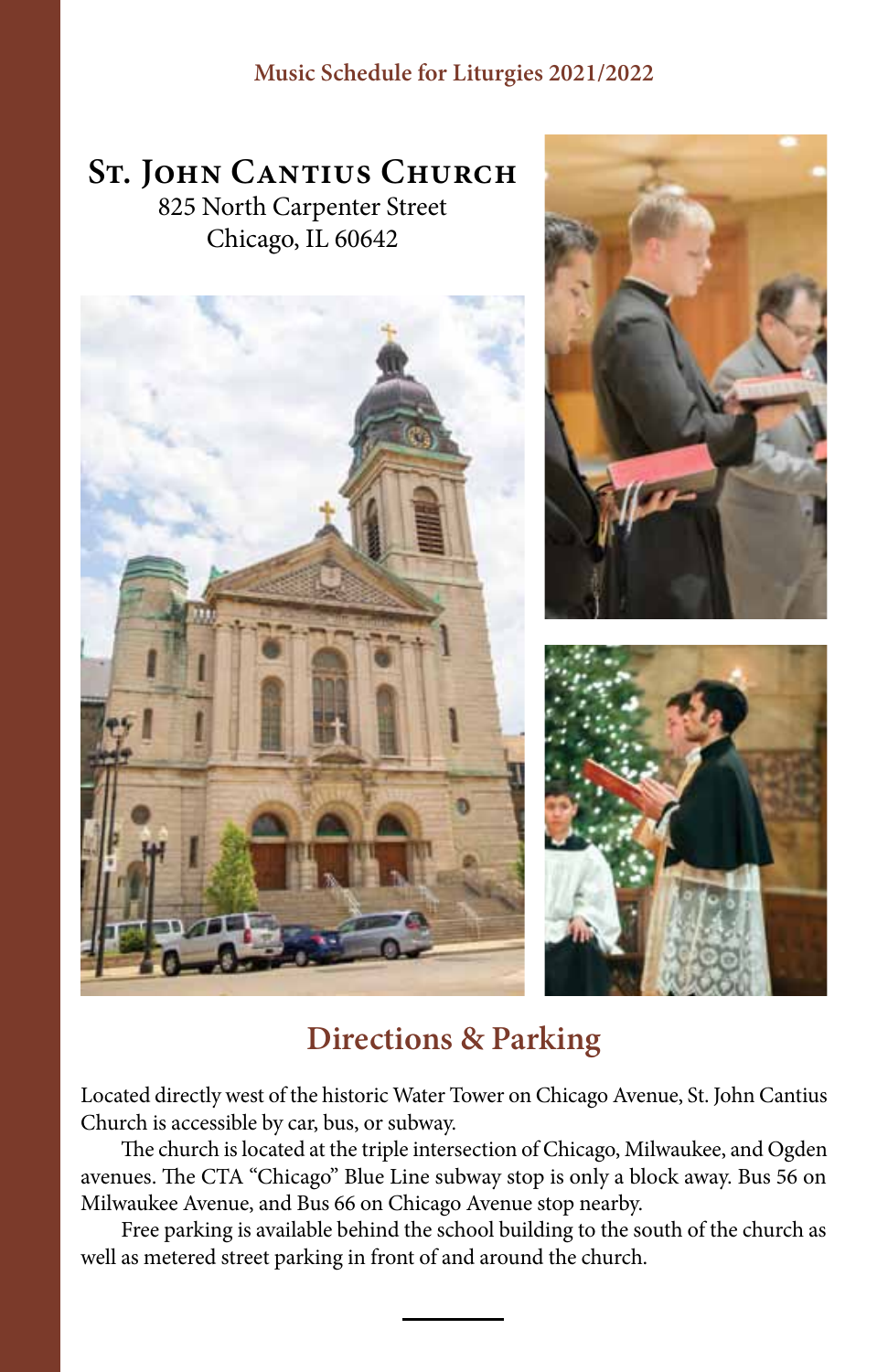Music Schedule for Liturgies 2021/2022

# St. John Cantius Church

825 North Carpenter Street
Chicago, IL 60642

## Directions & Parking

Located directly west of the historic Water Tower on Chicago Avenue, St. John Cantius Church is accessible by car, bus, or subway.

The church is located at the triple intersection of Chicago, Milwaukee, and Ogden avenues. The CTA "Chicago" Blue Line subway stop is only a block away. Bus 56 on Milwaukee Avenue, and Bus 66 on Chicago Avenue stop nearby.

Free parking is available behind the school building to the south of the church as well as metered street parking in front of and around the church.